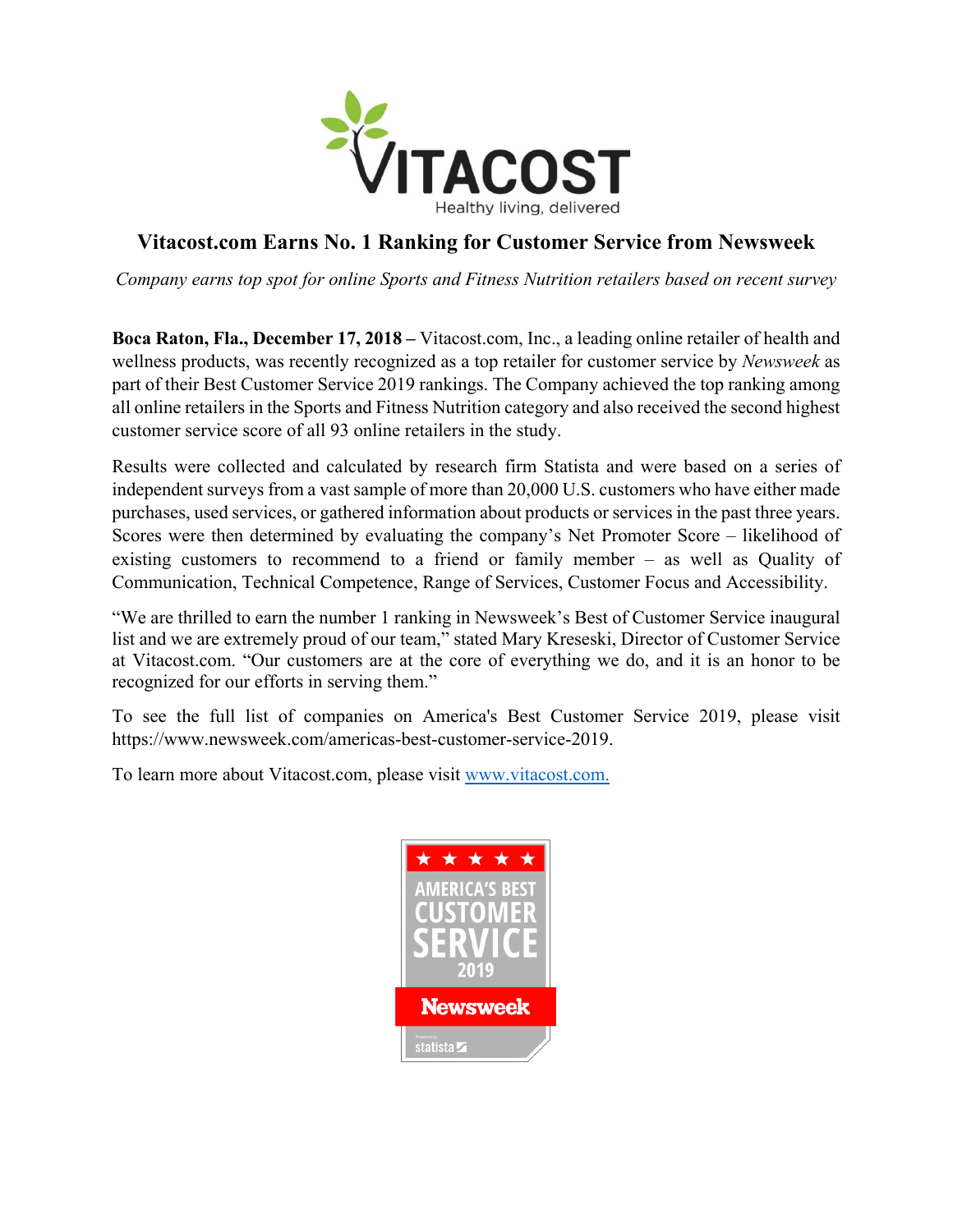# Vitacost.com Earns No. 1 Ranking for Customer Service from Newsweek

*Company earns top spot for online Sports and Fitness Nutrition retailers based on recent survey*

**Boca Raton, Fla., December 17, 2018 –** Vitacost.com, Inc., a leading online retailer of health and wellness products, was recently recognized as a top retailer for customer service by *Newsweek* as part of their Best Customer Service 2019 rankings. The Company achieved the top ranking among all online retailers in the Sports and Fitness Nutrition category and also received the second highest customer service score of all 93 online retailers in the study.

Results were collected and calculated by research firm Statista and were based on a series of independent surveys from a vast sample of more than 20,000 U.S. customers who have either made purchases, used services, or gathered information about products or services in the past three years. Scores were then determined by evaluating the company's Net Promoter Score – likelihood of existing customers to recommend to a friend or family member – as well as Quality of Communication, Technical Competence, Range of Services, Customer Focus and Accessibility.

"We are thrilled to earn the number 1 ranking in Newsweek's Best of Customer Service inaugural list and we are extremely proud of our team," stated Mary Kreseski, Director of Customer Service at Vitacost.com. "Our customers are at the core of everything we do, and it is an honor to be recognized for our efforts in serving them."

To see the full list of companies on America's Best Customer Service 2019, please visit https://www.newsweek.com/americas-best-customer-service-2019.

To learn more about Vitacost.com, please visit [www.vitacost.com.](http://www.vitacost.com)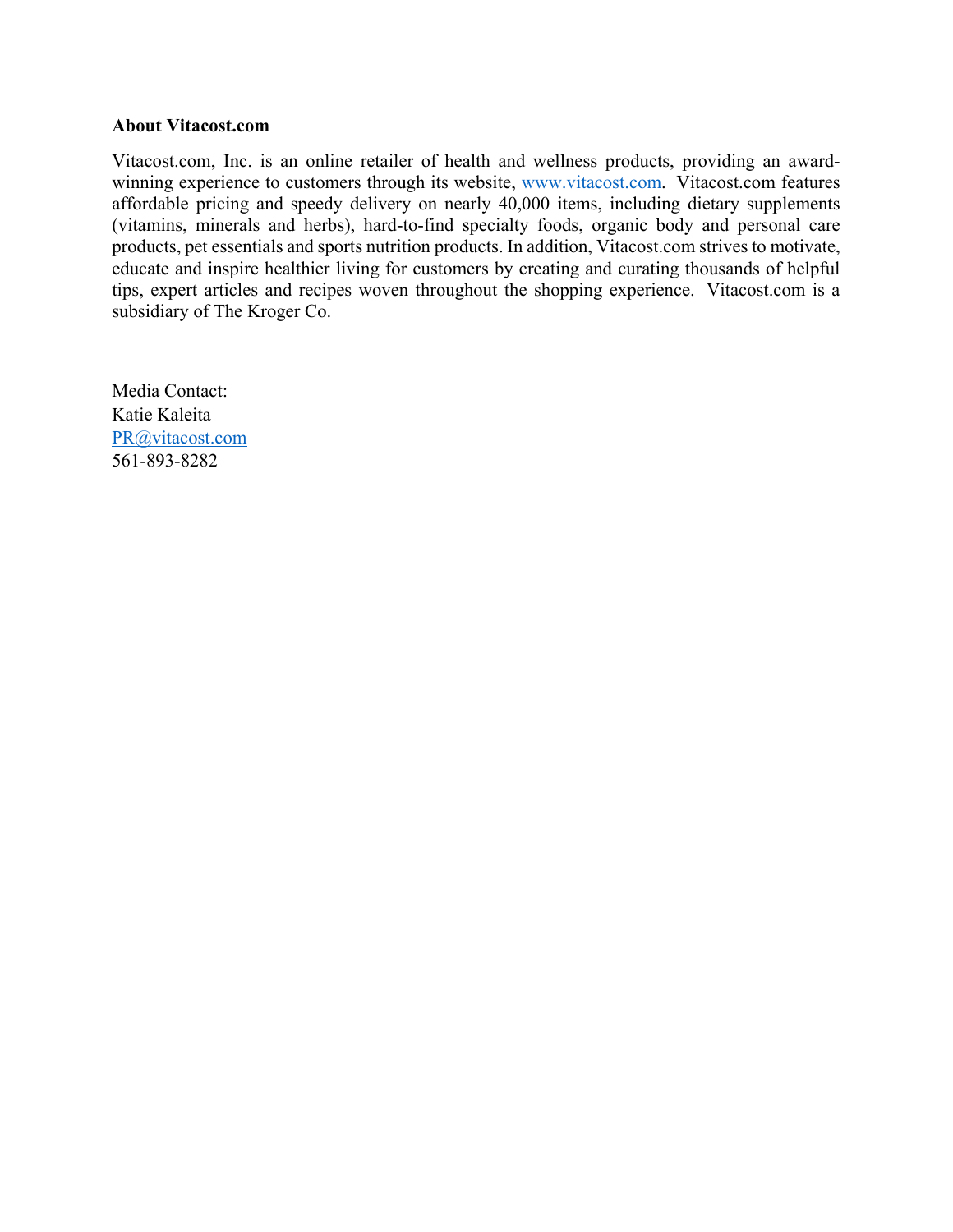**About Vitacost.com**

Vitacost.com, Inc. is an online retailer of health and wellness products, providing an award-winning experience to customers through its website, www.vitacost.com. Vitacost.com features affordable pricing and speedy delivery on nearly 40,000 items, including dietary supplements (vitamins, minerals and herbs), hard-to-find specialty foods, organic body and personal care products, pet essentials and sports nutrition products. In addition, Vitacost.com strives to motivate, educate and inspire healthier living for customers by creating and curating thousands of helpful tips, expert articles and recipes woven throughout the shopping experience. Vitacost.com is a subsidiary of The Kroger Co.

Media Contact:
Katie Kaleita
PR@vitacost.com
561-893-8282